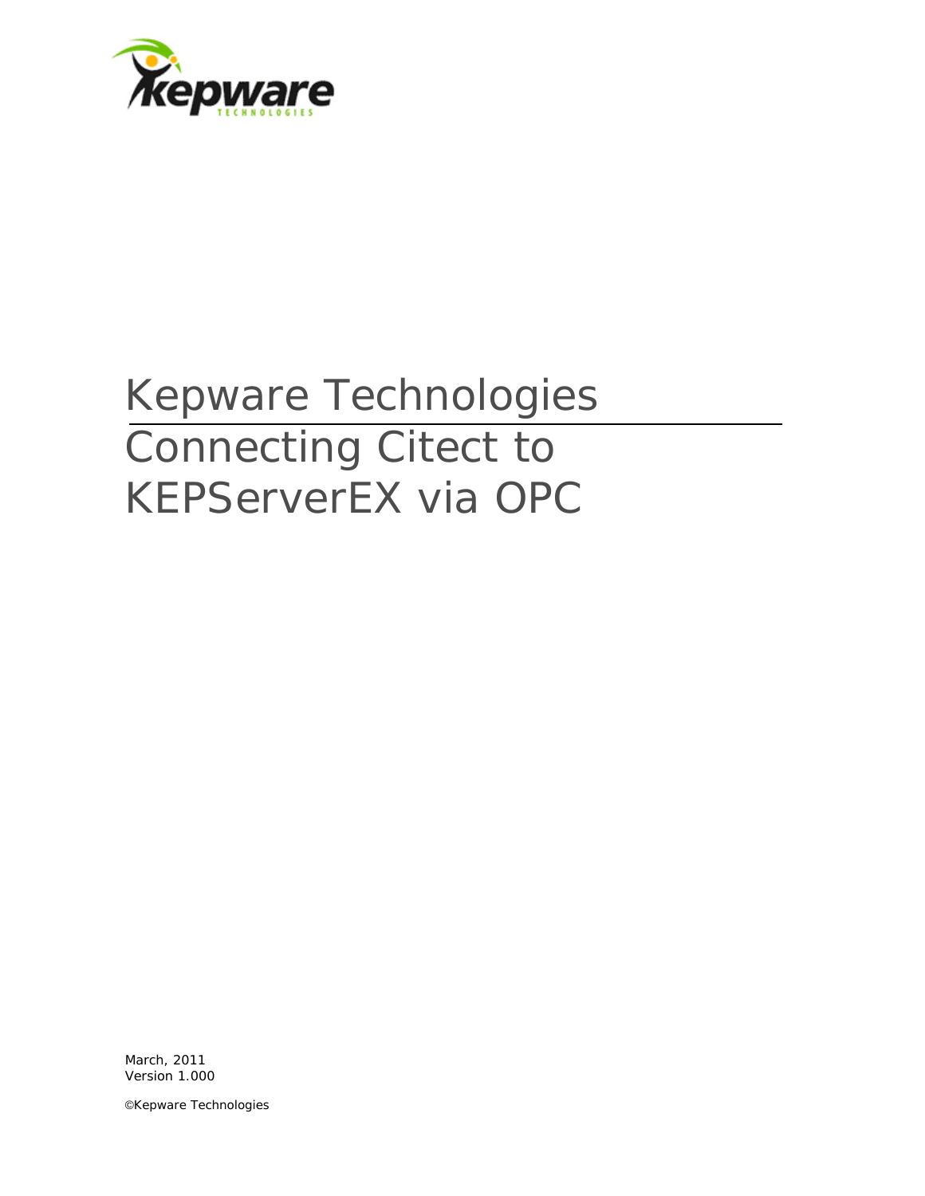# Kepware Technologies

# Connecting Citect to KEPServerEX via OPC

March, 2011
Version 1.000

©Kepware Technologies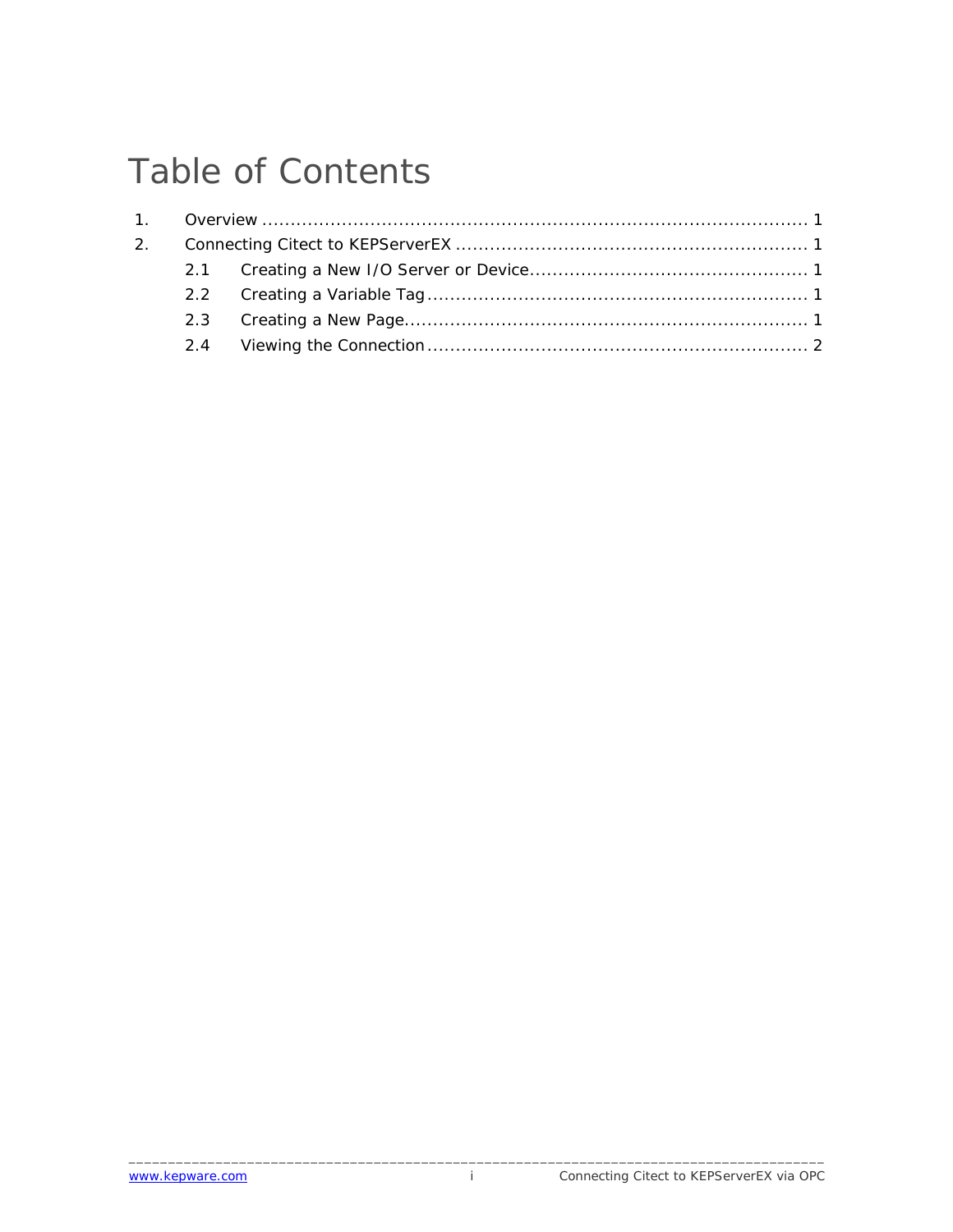# Table of Contents

1. Overview ........................................................................................ 1
2. Connecting Citect to KEPServerEX ........................................................ 1
    - 2.1 Creating a New I/O Server or Device ............................................. 1
    - 2.2 Creating a Variable Tag ............................................................ 1
    - 2.3 Creating a New Page .................................................................. 1
    - 2.4 Viewing the Connection ............................................................. 2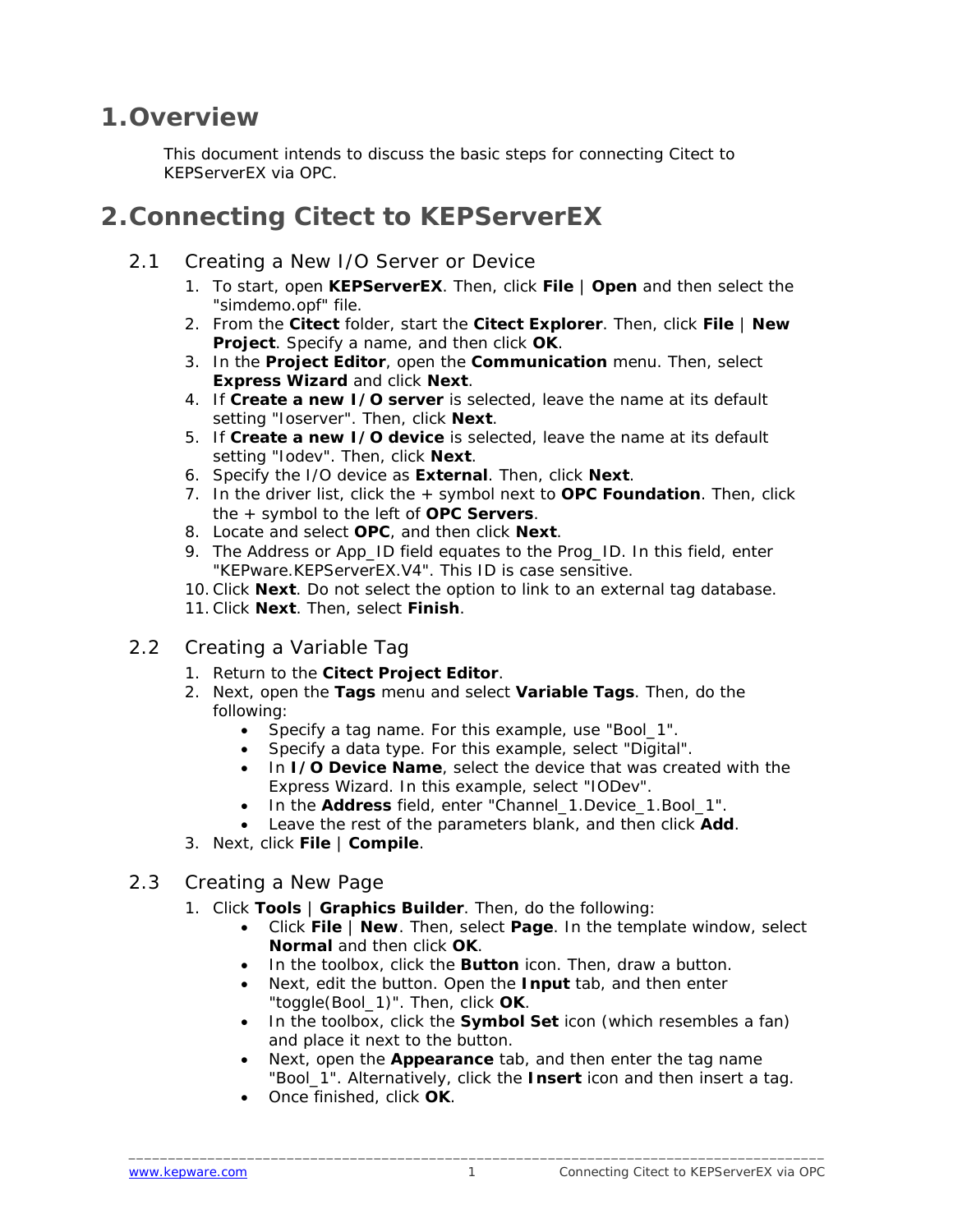# 1. Overview

This document intends to discuss the basic steps for connecting Citect to KEPServerEX via OPC.

# 2. Connecting Citect to KEPServerEX

## 2.1 Creating a New I/O Server or Device

1. To start, open **KEPServerEX**. Then, click **File** | **Open** and then select the "simdemo.opf" file.
2. From the **Citect** folder, start the **Citect Explorer**. Then, click **File** | **New Project**. Specify a name, and then click **OK**.
3. In the **Project Editor**, open the **Communication** menu. Then, select **Express Wizard** and click **Next**.
4. If **Create a new I/O server** is selected, leave the name at its default setting "Ioserver". Then, click **Next**.
5. If **Create a new I/O device** is selected, leave the name at its default setting "Iodev". Then, click **Next**.
6. Specify the I/O device as **External**. Then, click **Next**.
7. In the driver list, click the + symbol next to **OPC Foundation**. Then, click the + symbol to the left of **OPC Servers**.
8. Locate and select **OPC**, and then click **Next**.
9. The Address or App_ID field equates to the Prog_ID. In this field, enter "KEPware.KEPServerEX.V4". This ID is case sensitive.
10. Click **Next**. Do not select the option to link to an external tag database.
11. Click **Next**. Then, select **Finish**.

## 2.2 Creating a Variable Tag

1. Return to the **Citect Project Editor**.
2. Next, open the **Tags** menu and select **Variable Tags**. Then, do the following:
   - Specify a tag name. For this example, use "Bool_1".
   - Specify a data type. For this example, select "Digital".
   - In **I/O Device Name**, select the device that was created with the Express Wizard. In this example, select "IODev".
   - In the **Address** field, enter "Channel_1.Device_1.Bool_1".
   - Leave the rest of the parameters blank, and then click **Add**.
3. Next, click **File** | **Compile**.

## 2.3 Creating a New Page

1. Click **Tools** | **Graphics Builder**. Then, do the following:
   - Click **File** | **New**. Then, select **Page**. In the template window, select **Normal** and then click **OK**.
   - In the toolbox, click the **Button** icon. Then, draw a button.
   - Next, edit the button. Open the **Input** tab, and then enter "toggle(Bool_1)". Then, click **OK**.
   - In the toolbox, click the **Symbol Set** icon (which resembles a fan) and place it next to the button.
   - Next, open the **Appearance** tab, and then enter the tag name "Bool_1". Alternatively, click the **Insert** icon and then insert a tag.
   - Once finished, click **OK**.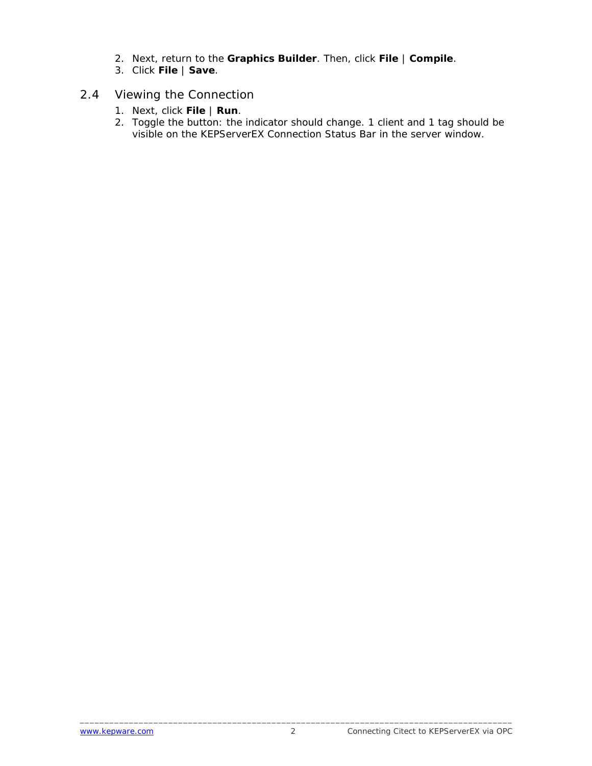2. Next, return to the **Graphics Builder**. Then, click **File** | **Compile**.
3. Click **File** | **Save**.

## 2.4 Viewing the Connection

1. Next, click **File** | **Run**.
2. Toggle the button: the indicator should change. 1 client and 1 tag should be visible on the KEPServerEX Connection Status Bar in the server window.